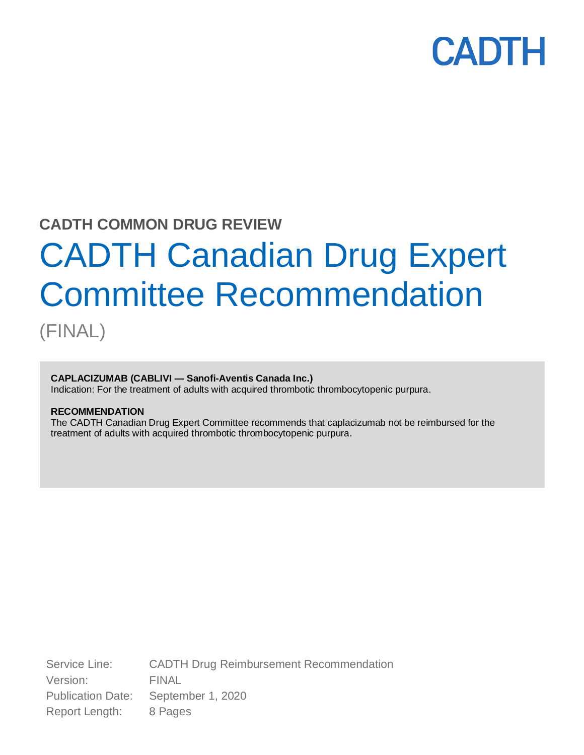CADTH

**CADTH COMMON DRUG REVIEW**

# CADTH Canadian Drug Expert Committee Recommendation

(FINAL)

**CAPLACIZUMAB (CABLIVI — Sanofi-Aventis Canada Inc.)**
Indication: For the treatment of adults with acquired thrombotic thrombocytopenic purpura.

**RECOMMENDATION**
The CADTH Canadian Drug Expert Committee recommends that caplacizumab not be reimbursed for the treatment of adults with acquired thrombotic thrombocytopenic purpura.

Service Line: CADTH Drug Reimbursement Recommendation
Version: FINAL
Publication Date: September 1, 2020
Report Length: 8 Pages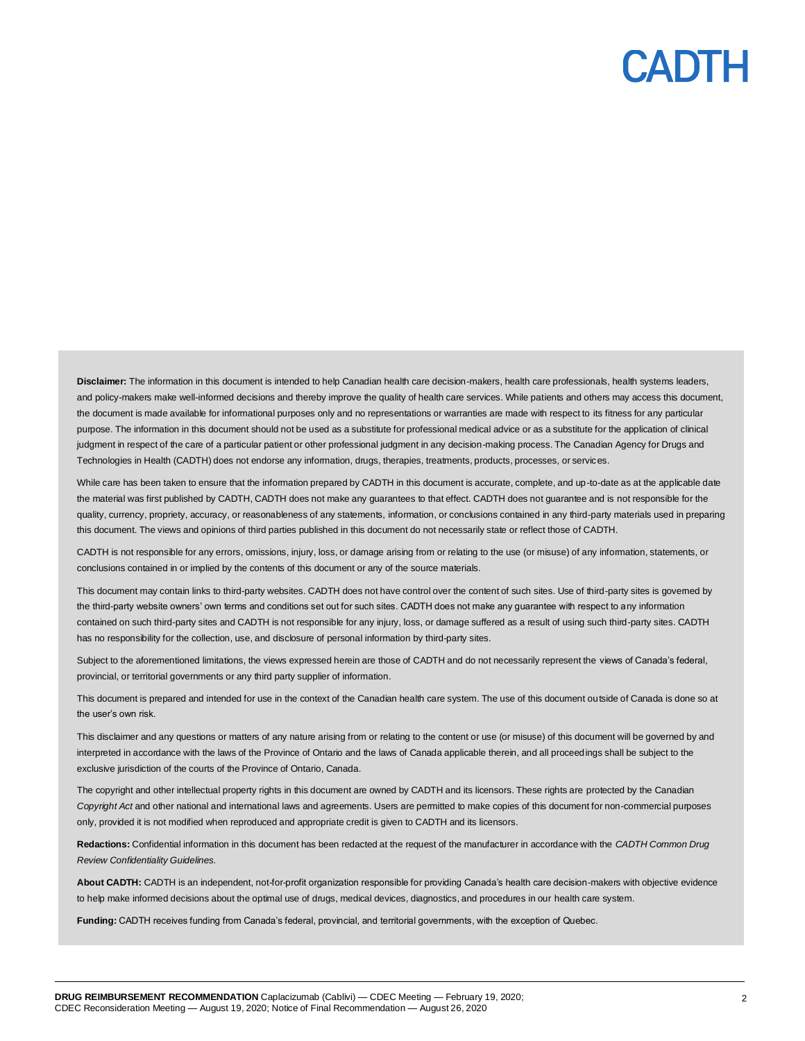**Disclaimer:** The information in this document is intended to help Canadian health care decision-makers, health care professionals, health systems leaders, and policy-makers make well-informed decisions and thereby improve the quality of health care services. While patients and others may access this document, the document is made available for informational purposes only and no representations or warranties are made with respect to its fitness for any particular purpose. The information in this document should not be used as a substitute for professional medical advice or as a substitute for the application of clinical judgment in respect of the care of a particular patient or other professional judgment in any decision-making process. The Canadian Agency for Drugs and Technologies in Health (CADTH) does not endorse any information, drugs, therapies, treatments, products, processes, or services.

While care has been taken to ensure that the information prepared by CADTH in this document is accurate, complete, and up-to-date as at the applicable date the material was first published by CADTH, CADTH does not make any guarantees to that effect. CADTH does not guarantee and is not responsible for the quality, currency, propriety, accuracy, or reasonableness of any statements, information, or conclusions contained in any third-party materials used in preparing this document. The views and opinions of third parties published in this document do not necessarily state or reflect those of CADTH.

CADTH is not responsible for any errors, omissions, injury, loss, or damage arising from or relating to the use (or misuse) of any information, statements, or conclusions contained in or implied by the contents of this document or any of the source materials.

This document may contain links to third-party websites. CADTH does not have control over the content of such sites. Use of third-party sites is governed by the third-party website owners' own terms and conditions set out for such sites. CADTH does not make any guarantee with respect to any information contained on such third-party sites and CADTH is not responsible for any injury, loss, or damage suffered as a result of using such third-party sites. CADTH has no responsibility for the collection, use, and disclosure of personal information by third-party sites.

Subject to the aforementioned limitations, the views expressed herein are those of CADTH and do not necessarily represent the views of Canada's federal, provincial, or territorial governments or any third party supplier of information.

This document is prepared and intended for use in the context of the Canadian health care system. The use of this document outside of Canada is done so at the user's own risk.

This disclaimer and any questions or matters of any nature arising from or relating to the content or use (or misuse) of this document will be governed by and interpreted in accordance with the laws of the Province of Ontario and the laws of Canada applicable therein, and all proceedings shall be subject to the exclusive jurisdiction of the courts of the Province of Ontario, Canada.

The copyright and other intellectual property rights in this document are owned by CADTH and its licensors. These rights are protected by the Canadian *Copyright Act* and other national and international laws and agreements. Users are permitted to make copies of this document for non-commercial purposes only, provided it is not modified when reproduced and appropriate credit is given to CADTH and its licensors.

**Redactions:** Confidential information in this document has been redacted at the request of the manufacturer in accordance with the *CADTH Common Drug Review Confidentiality Guidelines.*

**About CADTH:** CADTH is an independent, not-for-profit organization responsible for providing Canada's health care decision-makers with objective evidence to help make informed decisions about the optimal use of drugs, medical devices, diagnostics, and procedures in our health care system.

**Funding:** CADTH receives funding from Canada's federal, provincial, and territorial governments, with the exception of Quebec.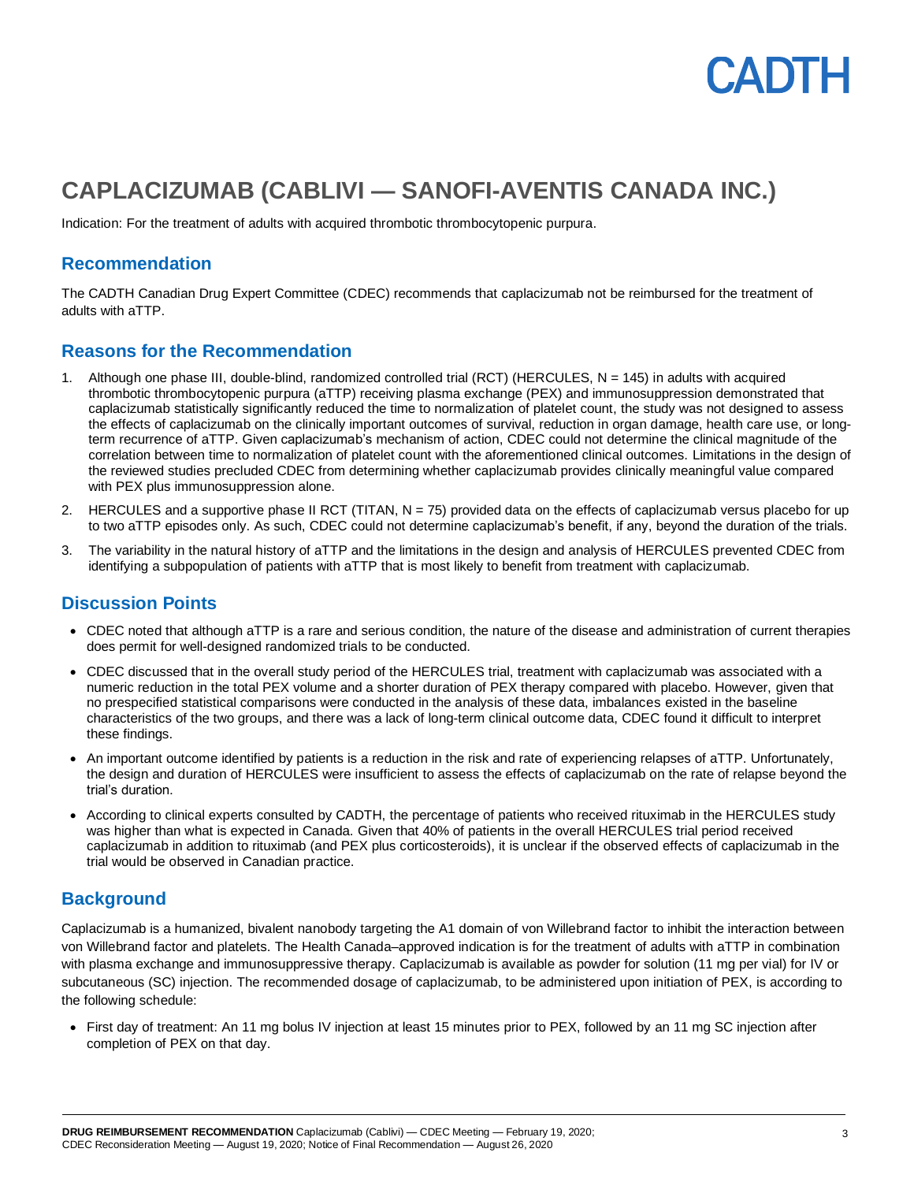# CAPLACIZUMAB (CABLIVI — SANOFI-AVENTIS CANADA INC.)

Indication: For the treatment of adults with acquired thrombotic thrombocytopenic purpura.

## Recommendation

The CADTH Canadian Drug Expert Committee (CDEC) recommends that caplacizumab not be reimbursed for the treatment of adults with aTTP.

## Reasons for the Recommendation

1. Although one phase III, double-blind, randomized controlled trial (RCT) (HERCULES, N = 145) in adults with acquired thrombotic thrombocytopenic purpura (aTTP) receiving plasma exchange (PEX) and immunosuppression demonstrated that caplacizumab statistically significantly reduced the time to normalization of platelet count, the study was not designed to assess the effects of caplacizumab on the clinically important outcomes of survival, reduction in organ damage, health care use, or long-term recurrence of aTTP. Given caplacizumab's mechanism of action, CDEC could not determine the clinical magnitude of the correlation between time to normalization of platelet count with the aforementioned clinical outcomes. Limitations in the design of the reviewed studies precluded CDEC from determining whether caplacizumab provides clinically meaningful value compared with PEX plus immunosuppression alone.
2. HERCULES and a supportive phase II RCT (TITAN, N = 75) provided data on the effects of caplacizumab versus placebo for up to two aTTP episodes only. As such, CDEC could not determine caplacizumab's benefit, if any, beyond the duration of the trials.
3. The variability in the natural history of aTTP and the limitations in the design and analysis of HERCULES prevented CDEC from identifying a subpopulation of patients with aTTP that is most likely to benefit from treatment with caplacizumab.

## Discussion Points

- CDEC noted that although aTTP is a rare and serious condition, the nature of the disease and administration of current therapies does permit for well-designed randomized trials to be conducted.
- CDEC discussed that in the overall study period of the HERCULES trial, treatment with caplacizumab was associated with a numeric reduction in the total PEX volume and a shorter duration of PEX therapy compared with placebo. However, given that no prespecified statistical comparisons were conducted in the analysis of these data, imbalances existed in the baseline characteristics of the two groups, and there was a lack of long-term clinical outcome data, CDEC found it difficult to interpret these findings.
- An important outcome identified by patients is a reduction in the risk and rate of experiencing relapses of aTTP. Unfortunately, the design and duration of HERCULES were insufficient to assess the effects of caplacizumab on the rate of relapse beyond the trial's duration.
- According to clinical experts consulted by CADTH, the percentage of patients who received rituximab in the HERCULES study was higher than what is expected in Canada. Given that 40% of patients in the overall HERCULES trial period received caplacizumab in addition to rituximab (and PEX plus corticosteroids), it is unclear if the observed effects of caplacizumab in the trial would be observed in Canadian practice.

## Background

Caplacizumab is a humanized, bivalent nanobody targeting the A1 domain of von Willebrand factor to inhibit the interaction between von Willebrand factor and platelets. The Health Canada–approved indication is for the treatment of adults with aTTP in combination with plasma exchange and immunosuppressive therapy. Caplacizumab is available as powder for solution (11 mg per vial) for IV or subcutaneous (SC) injection. The recommended dosage of caplacizumab, to be administered upon initiation of PEX, is according to the following schedule:

- First day of treatment: An 11 mg bolus IV injection at least 15 minutes prior to PEX, followed by an 11 mg SC injection after completion of PEX on that day.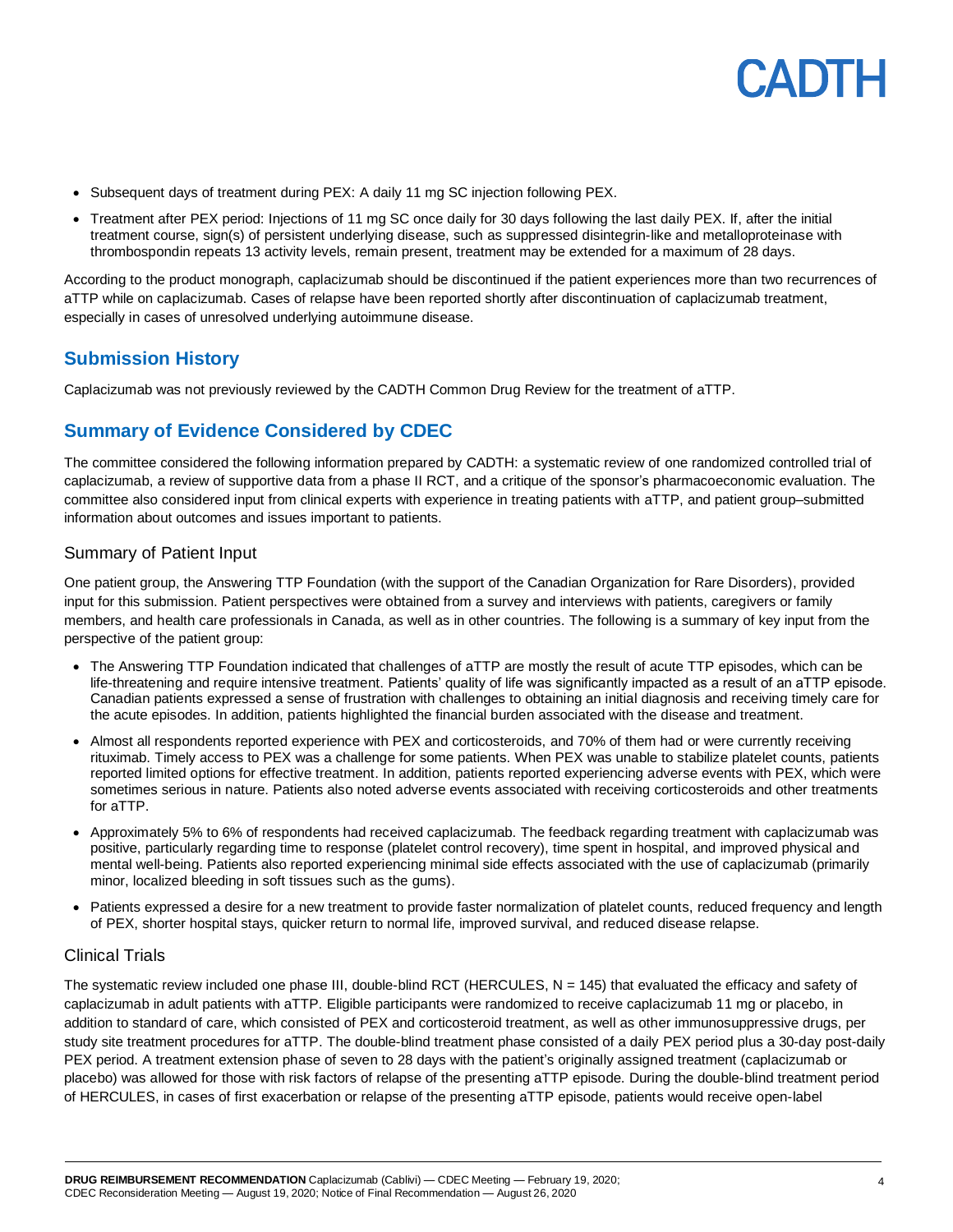- Subsequent days of treatment during PEX: A daily 11 mg SC injection following PEX.
- Treatment after PEX period: Injections of 11 mg SC once daily for 30 days following the last daily PEX. If, after the initial treatment course, sign(s) of persistent underlying disease, such as suppressed disintegrin-like and metalloproteinase with thrombospondin repeats 13 activity levels, remain present, treatment may be extended for a maximum of 28 days.

According to the product monograph, caplacizumab should be discontinued if the patient experiences more than two recurrences of aTTP while on caplacizumab. Cases of relapse have been reported shortly after discontinuation of caplacizumab treatment, especially in cases of unresolved underlying autoimmune disease.

## Submission History

Caplacizumab was not previously reviewed by the CADTH Common Drug Review for the treatment of aTTP.

## Summary of Evidence Considered by CDEC

The committee considered the following information prepared by CADTH: a systematic review of one randomized controlled trial of caplacizumab, a review of supportive data from a phase II RCT, and a critique of the sponsor's pharmacoeconomic evaluation. The committee also considered input from clinical experts with experience in treating patients with aTTP, and patient group–submitted information about outcomes and issues important to patients.

### Summary of Patient Input

One patient group, the Answering TTP Foundation (with the support of the Canadian Organization for Rare Disorders), provided input for this submission. Patient perspectives were obtained from a survey and interviews with patients, caregivers or family members, and health care professionals in Canada, as well as in other countries. The following is a summary of key input from the perspective of the patient group:

- The Answering TTP Foundation indicated that challenges of aTTP are mostly the result of acute TTP episodes, which can be life-threatening and require intensive treatment. Patients' quality of life was significantly impacted as a result of an aTTP episode. Canadian patients expressed a sense of frustration with challenges to obtaining an initial diagnosis and receiving timely care for the acute episodes. In addition, patients highlighted the financial burden associated with the disease and treatment.
- Almost all respondents reported experience with PEX and corticosteroids, and 70% of them had or were currently receiving rituximab. Timely access to PEX was a challenge for some patients. When PEX was unable to stabilize platelet counts, patients reported limited options for effective treatment. In addition, patients reported experiencing adverse events with PEX, which were sometimes serious in nature. Patients also noted adverse events associated with receiving corticosteroids and other treatments for aTTP.
- Approximately 5% to 6% of respondents had received caplacizumab. The feedback regarding treatment with caplacizumab was positive, particularly regarding time to response (platelet control recovery), time spent in hospital, and improved physical and mental well-being. Patients also reported experiencing minimal side effects associated with the use of caplacizumab (primarily minor, localized bleeding in soft tissues such as the gums).
- Patients expressed a desire for a new treatment to provide faster normalization of platelet counts, reduced frequency and length of PEX, shorter hospital stays, quicker return to normal life, improved survival, and reduced disease relapse.

### Clinical Trials

The systematic review included one phase III, double-blind RCT (HERCULES, N = 145) that evaluated the efficacy and safety of caplacizumab in adult patients with aTTP. Eligible participants were randomized to receive caplacizumab 11 mg or placebo, in addition to standard of care, which consisted of PEX and corticosteroid treatment, as well as other immunosuppressive drugs, per study site treatment procedures for aTTP. The double-blind treatment phase consisted of a daily PEX period plus a 30-day post-daily PEX period. A treatment extension phase of seven to 28 days with the patient's originally assigned treatment (caplacizumab or placebo) was allowed for those with risk factors of relapse of the presenting aTTP episode. During the double-blind treatment period of HERCULES, in cases of first exacerbation or relapse of the presenting aTTP episode, patients would receive open-label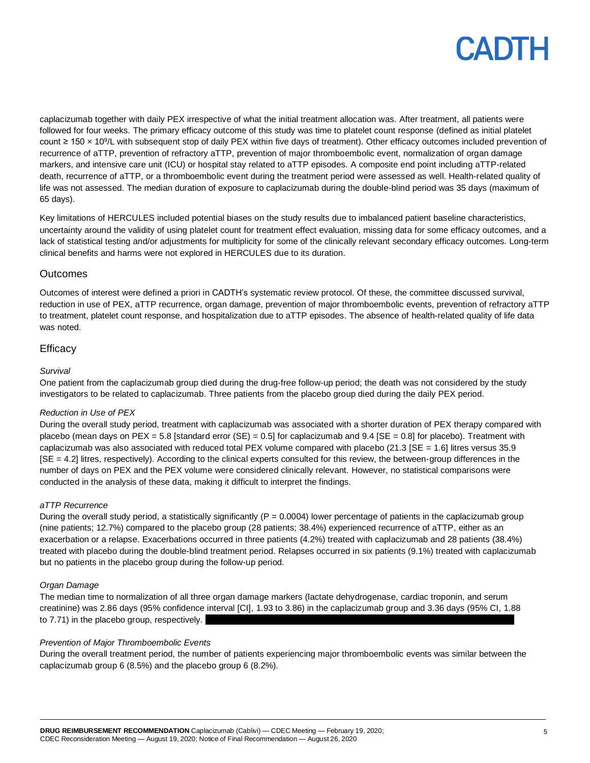caplacizumab together with daily PEX irrespective of what the initial treatment allocation was. After treatment, all patients were followed for four weeks. The primary efficacy outcome of this study was time to platelet count response (defined as initial platelet count ≥ 150 × $10^9$/L with subsequent stop of daily PEX within five days of treatment). Other efficacy outcomes included prevention of recurrence of aTTP, prevention of refractory aTTP, prevention of major thromboembolic event, normalization of organ damage markers, and intensive care unit (ICU) or hospital stay related to aTTP episodes. A composite end point including aTTP-related death, recurrence of aTTP, or a thromboembolic event during the treatment period were assessed as well. Health-related quality of life was not assessed. The median duration of exposure to caplacizumab during the double-blind period was 35 days (maximum of 65 days).

Key limitations of HERCULES included potential biases on the study results due to imbalanced patient baseline characteristics, uncertainty around the validity of using platelet count for treatment effect evaluation, missing data for some efficacy outcomes, and a lack of statistical testing and/or adjustments for multiplicity for some of the clinically relevant secondary efficacy outcomes. Long-term clinical benefits and harms were not explored in HERCULES due to its duration.

## Outcomes

Outcomes of interest were defined a priori in CADTH's systematic review protocol. Of these, the committee discussed survival, reduction in use of PEX, aTTP recurrence, organ damage, prevention of major thromboembolic events, prevention of refractory aTTP to treatment, platelet count response, and hospitalization due to aTTP episodes. The absence of health-related quality of life data was noted.

## Efficacy

*Survival*

One patient from the caplacizumab group died during the drug-free follow-up period; the death was not considered by the study investigators to be related to caplacizumab. Three patients from the placebo group died during the daily PEX period.

*Reduction in Use of PEX*

During the overall study period, treatment with caplacizumab was associated with a shorter duration of PEX therapy compared with placebo (mean days on PEX = 5.8 [standard error (SE) = 0.5] for caplacizumab and 9.4 [SE = 0.8] for placebo). Treatment with caplacizumab was also associated with reduced total PEX volume compared with placebo (21.3 [SE = 1.6] litres versus 35.9 [SE = 4.2] litres, respectively). According to the clinical experts consulted for this review, the between-group differences in the number of days on PEX and the PEX volume were considered clinically relevant. However, no statistical comparisons were conducted in the analysis of these data, making it difficult to interpret the findings.

*aTTP Recurrence*

During the overall study period, a statistically significantly ($P = 0.0004$) lower percentage of patients in the caplacizumab group (nine patients; 12.7%) compared to the placebo group (28 patients; 38.4%) experienced recurrence of aTTP, either as an exacerbation or a relapse. Exacerbations occurred in three patients (4.2%) treated with caplacizumab and 28 patients (38.4%) treated with placebo during the double-blind treatment period. Relapses occurred in six patients (9.1%) treated with caplacizumab but no patients in the placebo group during the follow-up period.

*Organ Damage*

The median time to normalization of all three organ damage markers (lactate dehydrogenase, cardiac troponin, and serum creatinine) was 2.86 days (95% confidence interval [CI], 1.93 to 3.86) in the caplacizumab group and 3.36 days (95% CI, 1.88 to 7.71) in the placebo group, respectively.

*Prevention of Major Thromboembolic Events*

During the overall treatment period, the number of patients experiencing major thromboembolic events was similar between the caplacizumab group 6 (8.5%) and the placebo group 6 (8.2%).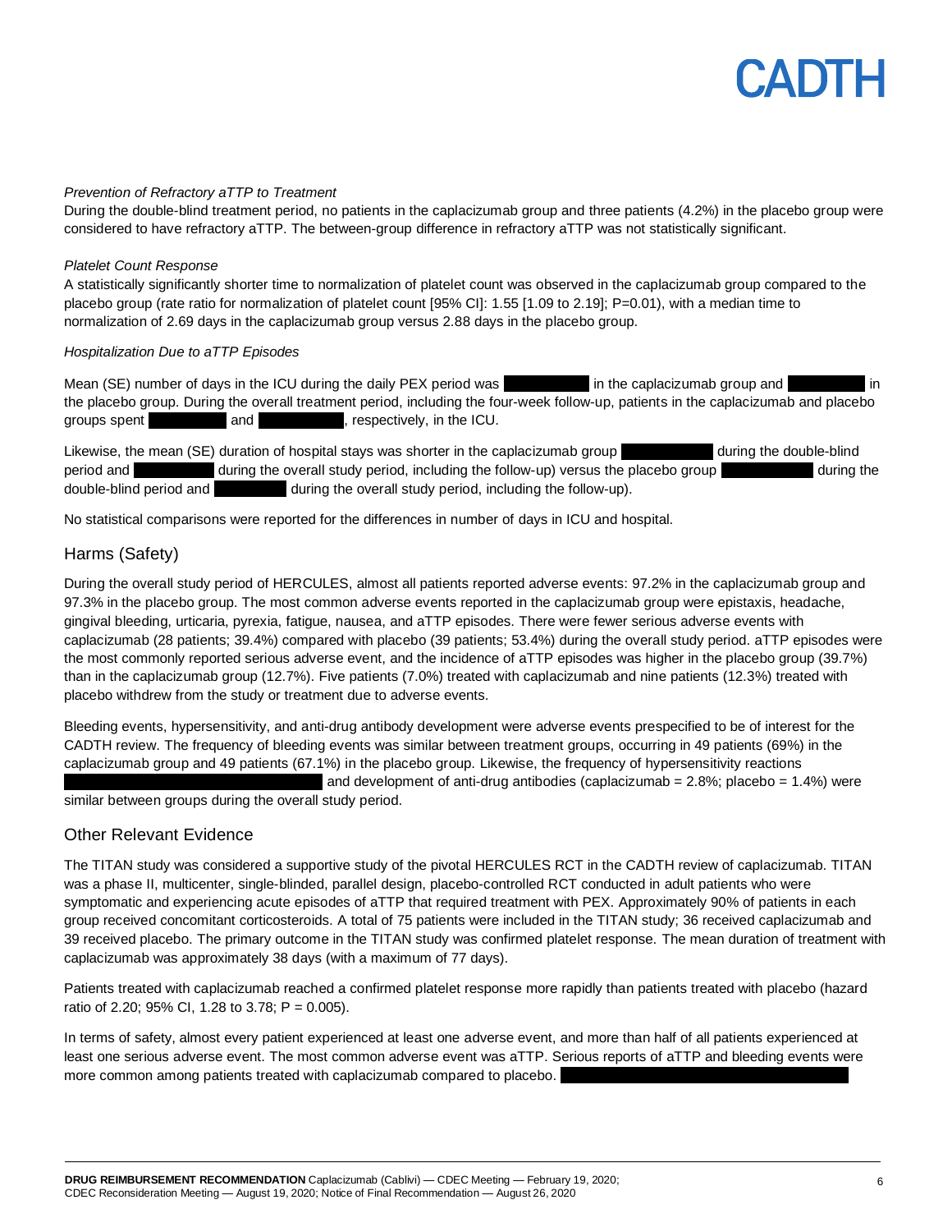*Prevention of Refractory aTTP to Treatment*

During the double-blind treatment period, no patients in the caplacizumab group and three patients (4.2%) in the placebo group were considered to have refractory aTTP. The between-group difference in refractory aTTP was not statistically significant.

*Platelet Count Response*

A statistically significantly shorter time to normalization of platelet count was observed in the caplacizumab group compared to the placebo group (rate ratio for normalization of platelet count [95% CI]: 1.55 [1.09 to 2.19]; P=0.01), with a median time to normalization of 2.69 days in the caplacizumab group versus 2.88 days in the placebo group.

*Hospitalization Due to aTTP Episodes*

Mean (SE) number of days in the ICU during the daily PEX period was ██████ in the caplacizumab group and ██████ in the placebo group. During the overall treatment period, including the four-week follow-up, patients in the caplacizumab and placebo groups spent ██████ and ██████, respectively, in the ICU.

Likewise, the mean (SE) duration of hospital stays was shorter in the caplacizumab group ██████ during the double-blind period and ██████ during the overall study period, including the follow-up) versus the placebo group ██████ during the double-blind period and ██████ during the overall study period, including the follow-up).

No statistical comparisons were reported for the differences in number of days in ICU and hospital.

## Harms (Safety)

During the overall study period of HERCULES, almost all patients reported adverse events: 97.2% in the caplacizumab group and 97.3% in the placebo group. The most common adverse events reported in the caplacizumab group were epistaxis, headache, gingival bleeding, urticaria, pyrexia, fatigue, nausea, and aTTP episodes. There were fewer serious adverse events with caplacizumab (28 patients; 39.4%) compared with placebo (39 patients; 53.4%) during the overall study period. aTTP episodes were the most commonly reported serious adverse event, and the incidence of aTTP episodes was higher in the placebo group (39.7%) than in the caplacizumab group (12.7%). Five patients (7.0%) treated with caplacizumab and nine patients (12.3%) treated with placebo withdrew from the study or treatment due to adverse events.

Bleeding events, hypersensitivity, and anti-drug antibody development were adverse events prespecified to be of interest for the CADTH review. The frequency of bleeding events was similar between treatment groups, occurring in 49 patients (69%) in the caplacizumab group and 49 patients (67.1%) in the placebo group. Likewise, the frequency of hypersensitivity reactions ██████ and development of anti-drug antibodies (caplacizumab = 2.8%; placebo = 1.4%) were similar between groups during the overall study period.

## Other Relevant Evidence

The TITAN study was considered a supportive study of the pivotal HERCULES RCT in the CADTH review of caplacizumab. TITAN was a phase II, multicenter, single-blinded, parallel design, placebo-controlled RCT conducted in adult patients who were symptomatic and experiencing acute episodes of aTTP that required treatment with PEX. Approximately 90% of patients in each group received concomitant corticosteroids. A total of 75 patients were included in the TITAN study; 36 received caplacizumab and 39 received placebo. The primary outcome in the TITAN study was confirmed platelet response. The mean duration of treatment with caplacizumab was approximately 38 days (with a maximum of 77 days).

Patients treated with caplacizumab reached a confirmed platelet response more rapidly than patients treated with placebo (hazard ratio of 2.20; 95% CI, 1.28 to 3.78; P = 0.005).

In terms of safety, almost every patient experienced at least one adverse event, and more than half of all patients experienced at least one serious adverse event. The most common adverse event was aTTP. Serious reports of aTTP and bleeding events were more common among patients treated with caplacizumab compared to placebo. ██████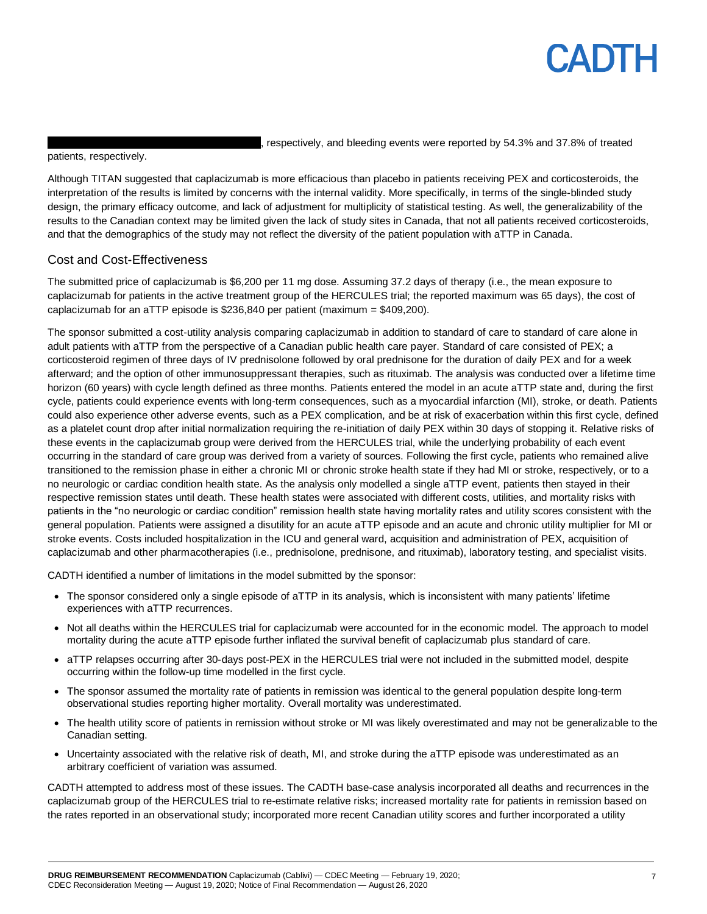█████████████████████████, respectively, and bleeding events were reported by 54.3% and 37.8% of treated patients, respectively.

Although TITAN suggested that caplacizumab is more efficacious than placebo in patients receiving PEX and corticosteroids, the interpretation of the results is limited by concerns with the internal validity. More specifically, in terms of the single-blinded study design, the primary efficacy outcome, and lack of adjustment for multiplicity of statistical testing. As well, the generalizability of the results to the Canadian context may be limited given the lack of study sites in Canada, that not all patients received corticosteroids, and that the demographics of the study may not reflect the diversity of the patient population with aTTP in Canada.

## Cost and Cost-Effectiveness

The submitted price of caplacizumab is $6,200 per 11 mg dose. Assuming 37.2 days of therapy (i.e., the mean exposure to caplacizumab for patients in the active treatment group of the HERCULES trial; the reported maximum was 65 days), the cost of caplacizumab for an aTTP episode is $236,840 per patient (maximum = $409,200).

The sponsor submitted a cost-utility analysis comparing caplacizumab in addition to standard of care to standard of care alone in adult patients with aTTP from the perspective of a Canadian public health care payer. Standard of care consisted of PEX; a corticosteroid regimen of three days of IV prednisolone followed by oral prednisone for the duration of daily PEX and for a week afterward; and the option of other immunosuppressant therapies, such as rituximab. The analysis was conducted over a lifetime time horizon (60 years) with cycle length defined as three months. Patients entered the model in an acute aTTP state and, during the first cycle, patients could experience events with long-term consequences, such as a myocardial infarction (MI), stroke, or death. Patients could also experience other adverse events, such as a PEX complication, and be at risk of exacerbation within this first cycle, defined as a platelet count drop after initial normalization requiring the re-initiation of daily PEX within 30 days of stopping it. Relative risks of these events in the caplacizumab group were derived from the HERCULES trial, while the underlying probability of each event occurring in the standard of care group was derived from a variety of sources. Following the first cycle, patients who remained alive transitioned to the remission phase in either a chronic MI or chronic stroke health state if they had MI or stroke, respectively, or to a no neurologic or cardiac condition health state. As the analysis only modelled a single aTTP event, patients then stayed in their respective remission states until death. These health states were associated with different costs, utilities, and mortality risks with patients in the "no neurologic or cardiac condition" remission health state having mortality rates and utility scores consistent with the general population. Patients were assigned a disutility for an acute aTTP episode and an acute and chronic utility multiplier for MI or stroke events. Costs included hospitalization in the ICU and general ward, acquisition and administration of PEX, acquisition of caplacizumab and other pharmacotherapies (i.e., prednisolone, prednisone, and rituximab), laboratory testing, and specialist visits.

CADTH identified a number of limitations in the model submitted by the sponsor:

- The sponsor considered only a single episode of aTTP in its analysis, which is inconsistent with many patients' lifetime experiences with aTTP recurrences.
- Not all deaths within the HERCULES trial for caplacizumab were accounted for in the economic model. The approach to model mortality during the acute aTTP episode further inflated the survival benefit of caplacizumab plus standard of care.
- aTTP relapses occurring after 30-days post-PEX in the HERCULES trial were not included in the submitted model, despite occurring within the follow-up time modelled in the first cycle.
- The sponsor assumed the mortality rate of patients in remission was identical to the general population despite long-term observational studies reporting higher mortality. Overall mortality was underestimated.
- The health utility score of patients in remission without stroke or MI was likely overestimated and may not be generalizable to the Canadian setting.
- Uncertainty associated with the relative risk of death, MI, and stroke during the aTTP episode was underestimated as an arbitrary coefficient of variation was assumed.

CADTH attempted to address most of these issues. The CADTH base-case analysis incorporated all deaths and recurrences in the caplacizumab group of the HERCULES trial to re-estimate relative risks; increased mortality rate for patients in remission based on the rates reported in an observational study; incorporated more recent Canadian utility scores and further incorporated a utility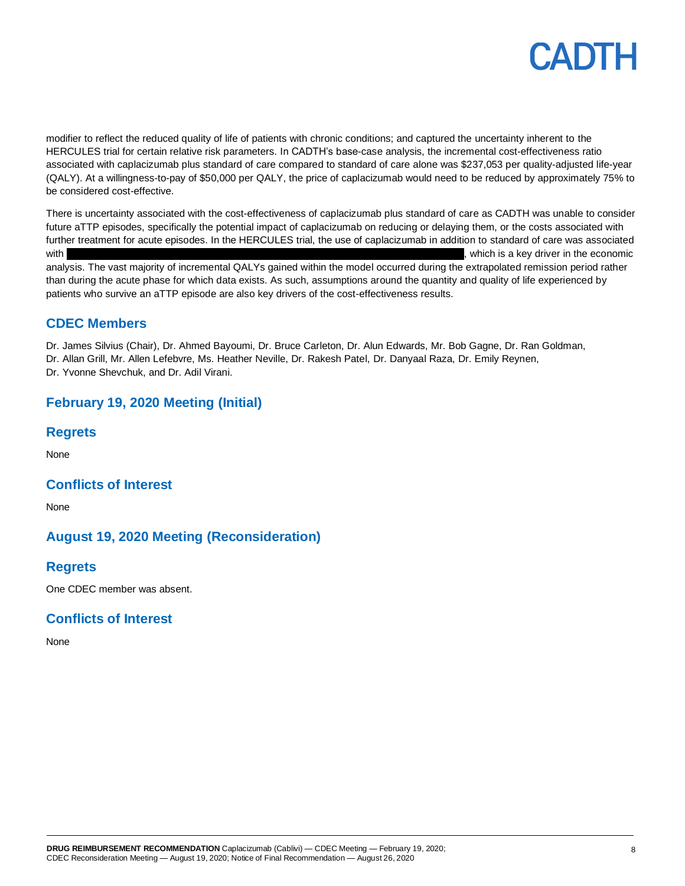modifier to reflect the reduced quality of life of patients with chronic conditions; and captured the uncertainty inherent to the HERCULES trial for certain relative risk parameters. In CADTH's base-case analysis, the incremental cost-effectiveness ratio associated with caplacizumab plus standard of care compared to standard of care alone was $237,053 per quality-adjusted life-year (QALY). At a willingness-to-pay of $50,000 per QALY, the price of caplacizumab would need to be reduced by approximately 75% to be considered cost-effective.

There is uncertainty associated with the cost-effectiveness of caplacizumab plus standard of care as CADTH was unable to consider future aTTP episodes, specifically the potential impact of caplacizumab on reducing or delaying them, or the costs associated with further treatment for acute episodes. In the HERCULES trial, the use of caplacizumab in addition to standard of care was associated with ██████████████████████████████████████████████████████, which is a key driver in the economic analysis. The vast majority of incremental QALYs gained within the model occurred during the extrapolated remission period rather than during the acute phase for which data exists. As such, assumptions around the quantity and quality of life experienced by patients who survive an aTTP episode are also key drivers of the cost-effectiveness results.

## CDEC Members

Dr. James Silvius (Chair), Dr. Ahmed Bayoumi, Dr. Bruce Carleton, Dr. Alun Edwards, Mr. Bob Gagne, Dr. Ran Goldman, Dr. Allan Grill, Mr. Allen Lefebvre, Ms. Heather Neville, Dr. Rakesh Patel, Dr. Danyaal Raza, Dr. Emily Reynen, Dr. Yvonne Shevchuk, and Dr. Adil Virani.

## February 19, 2020 Meeting (Initial)

## Regrets

None

## Conflicts of Interest

None

## August 19, 2020 Meeting (Reconsideration)

## Regrets

One CDEC member was absent.

## Conflicts of Interest

None